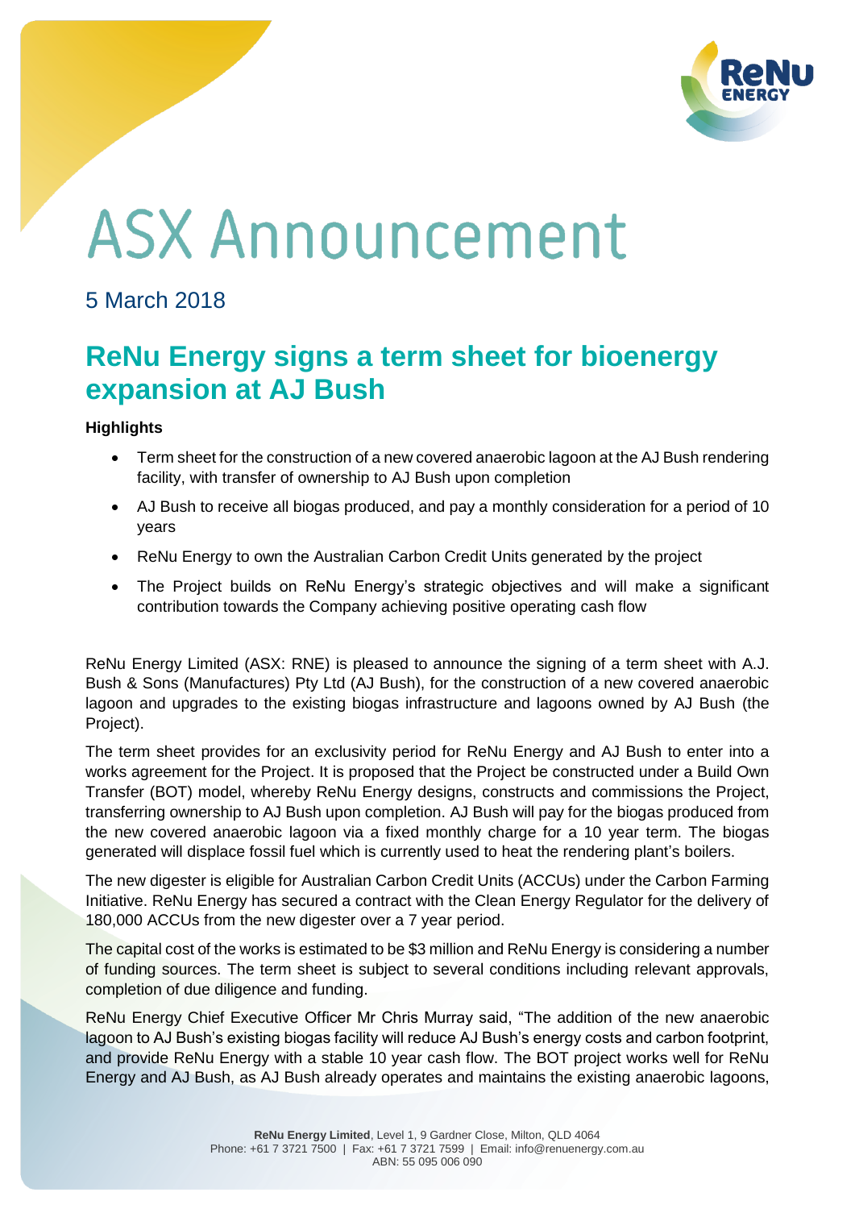# ASX Announcement

5 March 2018

## ReNu Energy signs a term sheet for bioenergy expansion at AJ Bush

**Highlights**

- Term sheet for the construction of a new covered anaerobic lagoon at the AJ Bush rendering facility, with transfer of ownership to AJ Bush upon completion
- AJ Bush to receive all biogas produced, and pay a monthly consideration for a period of 10 years
- ReNu Energy to own the Australian Carbon Credit Units generated by the project
- The Project builds on ReNu Energy's strategic objectives and will make a significant contribution towards the Company achieving positive operating cash flow

ReNu Energy Limited (ASX: RNE) is pleased to announce the signing of a term sheet with A.J. Bush & Sons (Manufactures) Pty Ltd (AJ Bush), for the construction of a new covered anaerobic lagoon and upgrades to the existing biogas infrastructure and lagoons owned by AJ Bush (the Project).

The term sheet provides for an exclusivity period for ReNu Energy and AJ Bush to enter into a works agreement for the Project. It is proposed that the Project be constructed under a Build Own Transfer (BOT) model, whereby ReNu Energy designs, constructs and commissions the Project, transferring ownership to AJ Bush upon completion. AJ Bush will pay for the biogas produced from the new covered anaerobic lagoon via a fixed monthly charge for a 10 year term. The biogas generated will displace fossil fuel which is currently used to heat the rendering plant's boilers.

The new digester is eligible for Australian Carbon Credit Units (ACCUs) under the Carbon Farming Initiative. ReNu Energy has secured a contract with the Clean Energy Regulator for the delivery of 180,000 ACCUs from the new digester over a 7 year period.

The capital cost of the works is estimated to be $3 million and ReNu Energy is considering a number of funding sources. The term sheet is subject to several conditions including relevant approvals, completion of due diligence and funding.

ReNu Energy Chief Executive Officer Mr Chris Murray said, "The addition of the new anaerobic lagoon to AJ Bush's existing biogas facility will reduce AJ Bush's energy costs and carbon footprint, and provide ReNu Energy with a stable 10 year cash flow. The BOT project works well for ReNu Energy and AJ Bush, as AJ Bush already operates and maintains the existing anaerobic lagoons,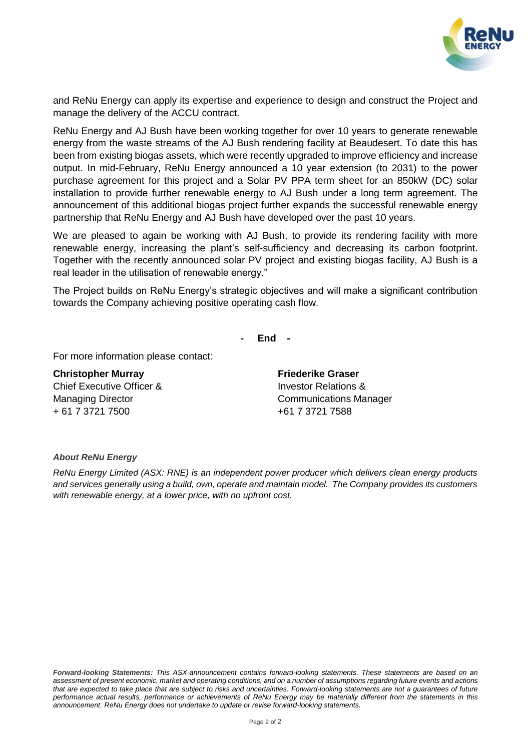and ReNu Energy can apply its expertise and experience to design and construct the Project and manage the delivery of the ACCU contract.

ReNu Energy and AJ Bush have been working together for over 10 years to generate renewable energy from the waste streams of the AJ Bush rendering facility at Beaudesert. To date this has been from existing biogas assets, which were recently upgraded to improve efficiency and increase output. In mid-February, ReNu Energy announced a 10 year extension (to 2031) to the power purchase agreement for this project and a Solar PV PPA term sheet for an 850kW (DC) solar installation to provide further renewable energy to AJ Bush under a long term agreement. The announcement of this additional biogas project further expands the successful renewable energy partnership that ReNu Energy and AJ Bush have developed over the past 10 years.

We are pleased to again be working with AJ Bush, to provide its rendering facility with more renewable energy, increasing the plant's self-sufficiency and decreasing its carbon footprint. Together with the recently announced solar PV project and existing biogas facility, AJ Bush is a real leader in the utilisation of renewable energy."

The Project builds on ReNu Energy's strategic objectives and will make a significant contribution towards the Company achieving positive operating cash flow.

**- End -**

For more information please contact:

**Christopher Murray**
Chief Executive Officer &
Managing Director
+ 61 7 3721 7500

**Friederike Graser**
Investor Relations &
Communications Manager
+61 7 3721 7588

***About ReNu Energy***

*ReNu Energy Limited (ASX: RNE) is an independent power producer which delivers clean energy products and services generally using a build, own, operate and maintain model. The Company provides its customers with renewable energy, at a lower price, with no upfront cost.*

***Forward-looking Statements:*** *This ASX-announcement contains forward-looking statements. These statements are based on an assessment of present economic, market and operating conditions, and on a number of assumptions regarding future events and actions that are expected to take place that are subject to risks and uncertainties. Forward-looking statements are not a guarantees of future performance actual results, performance or achievements of ReNu Energy may be materially different from the statements in this announcement. ReNu Energy does not undertake to update or revise forward-looking statements.*